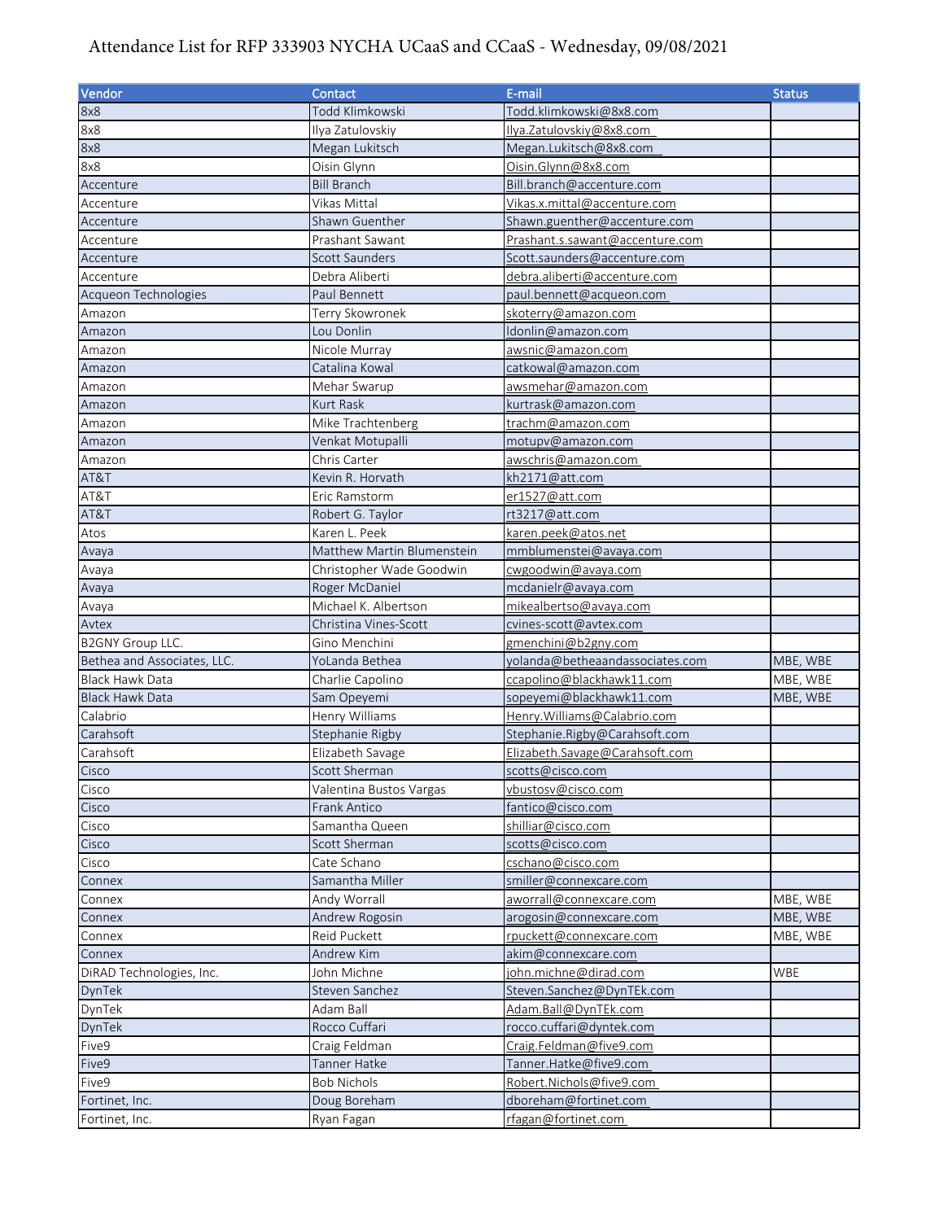# Attendance List for RFP 333903 NYCHA UCaaS and CCaaS - Wednesday, 09/08/2021

| Vendor | Contact | E-mail | Status |
|---|---|---|---|
| 8x8 | Todd Klimkowski | Todd.klimkowski@8x8.com | |
| 8x8 | Ilya Zatulovskiy | Ilya.Zatulovskiy@8x8.com | |
| 8x8 | Megan Lukitsch | Megan.Lukitsch@8x8.com | |
| 8x8 | Oisin Glynn | Oisin.Glynn@8x8.com | |
| Accenture | Bill Branch | Bill.branch@accenture.com | |
| Accenture | Vikas Mittal | Vikas.x.mittal@accenture.com | |
| Accenture | Shawn Guenther | Shawn.guenther@accenture.com | |
| Accenture | Prashant Sawant | Prashant.s.sawant@accenture.com | |
| Accenture | Scott Saunders | Scott.saunders@accenture.com | |
| Accenture | Debra Aliberti | debra.aliberti@accenture.com | |
| Acqueon Technologies | Paul Bennett | paul.bennett@acqueon.com | |
| Amazon | Terry Skowronek | skoterry@amazon.com | |
| Amazon | Lou Donlin | ldonlin@amazon.com | |
| Amazon | Nicole Murray | awsnic@amazon.com | |
| Amazon | Catalina Kowal | catkowal@amazon.com | |
| Amazon | Mehar Swarup | awsmehar@amazon.com | |
| Amazon | Kurt Rask | kurtrask@amazon.com | |
| Amazon | Mike Trachtenberg | trachm@amazon.com | |
| Amazon | Venkat Motupalli | motupv@amazon.com | |
| Amazon | Chris Carter | awschris@amazon.com | |
| AT&T | Kevin R. Horvath | kh2171@att.com | |
| AT&T | Eric Ramstorm | er1527@att.com | |
| AT&T | Robert G. Taylor | rt3217@att.com | |
| Atos | Karen L. Peek | karen.peek@atos.net | |
| Avaya | Matthew Martin Blumenstein | mmblumenstei@avaya.com | |
| Avaya | Christopher Wade Goodwin | cwgoodwin@avaya.com | |
| Avaya | Roger McDaniel | mcdanielr@avaya.com | |
| Avaya | Michael K. Albertson | mikealbertso@avaya.com | |
| Avtex | Christina Vines-Scott | cvines-scott@avtex.com | |
| B2GNY Group LLC. | Gino Menchini | gmenchini@b2gny.com | |
| Bethea and Associates, LLC. | YoLanda Bethea | yolanda@betheaandassociates.com | MBE, WBE |
| Black Hawk Data | Charlie Capolino | ccapolino@blackhawk11.com | MBE, WBE |
| Black Hawk Data | Sam Opeyemi | sopeyemi@blackhawk11.com | MBE, WBE |
| Calabrio | Henry Williams | Henry.Williams@Calabrio.com | |
| Carahsoft | Stephanie Rigby | Stephanie.Rigby@Carahsoft.com | |
| Carahsoft | Elizabeth Savage | Elizabeth.Savage@Carahsoft.com | |
| Cisco | Scott Sherman | scotts@cisco.com | |
| Cisco | Valentina Bustos Vargas | vbustosv@cisco.com | |
| Cisco | Frank Antico | fantico@cisco.com | |
| Cisco | Samantha Queen | shilliar@cisco.com | |
| Cisco | Scott Sherman | scotts@cisco.com | |
| Cisco | Cate Schano | cschano@cisco.com | |
| Connex | Samantha Miller | smiller@connexcare.com | |
| Connex | Andy Worrall | aworrall@connexcare.com | MBE, WBE |
| Connex | Andrew Rogosin | arogosin@connexcare.com | MBE, WBE |
| Connex | Reid Puckett | rpuckett@connexcare.com | MBE, WBE |
| Connex | Andrew Kim | akim@connexcare.com | |
| DiRAD Technologies, Inc. | John Michne | john.michne@dirad.com | WBE |
| DynTek | Steven Sanchez | Steven.Sanchez@DynTEk.com | |
| DynTek | Adam Ball | Adam.Ball@DynTEk.com | |
| DynTek | Rocco Cuffari | rocco.cuffari@dyntek.com | |
| Five9 | Craig Feldman | Craig.Feldman@five9.com | |
| Five9 | Tanner Hatke | Tanner.Hatke@five9.com | |
| Five9 | Bob Nichols | Robert.Nichols@five9.com | |
| Fortinet, Inc. | Doug Boreham | dboreham@fortinet.com | |
| Fortinet, Inc. | Ryan Fagan | rfagan@fortinet.com | |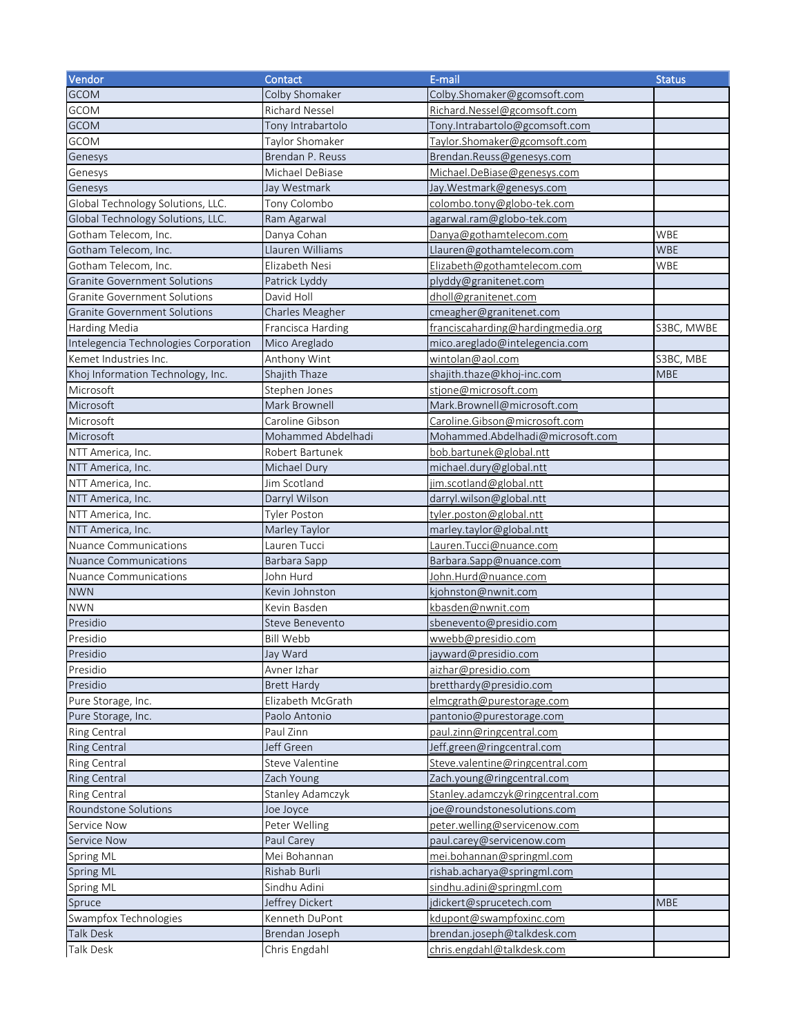| Vendor | Contact | E-mail | Status |
| --- | --- | --- | --- |
| GCOM | Colby Shomaker | Colby.Shomaker@gcomsoft.com | |
| GCOM | Richard Nessel | Richard.Nessel@gcomsoft.com | |
| GCOM | Tony Intrabartolo | Tony.Intrabartolo@gcomsoft.com | |
| GCOM | Taylor Shomaker | Taylor.Shomaker@gcomsoft.com | |
| Genesys | Brendan P. Reuss | Brendan.Reuss@genesys.com | |
| Genesys | Michael DeBiase | Michael.DeBiase@genesys.com | |
| Genesys | Jay Westmark | Jay.Westmark@genesys.com | |
| Global Technology Solutions, LLC. | Tony Colombo | colombo.tony@globo-tek.com | |
| Global Technology Solutions, LLC. | Ram Agarwal | agarwal.ram@globo-tek.com | |
| Gotham Telecom, Inc. | Danya Cohan | Danya@gothamtelecom.com | WBE |
| Gotham Telecom, Inc. | Llauren Williams | Llauren@gothamtelecom.com | WBE |
| Gotham Telecom, Inc. | Elizabeth Nesi | Elizabeth@gothamtelecom.com | WBE |
| Granite Government Solutions | Patrick Lyddy | plyddy@granitenet.com | |
| Granite Government Solutions | David Holl | dholl@granitenet.com | |
| Granite Government Solutions | Charles Meagher | cmeagher@granitenet.com | |
| Harding Media | Francisca Harding | franciscaharding@hardingmedia.org | S3BC, MWBE |
| Intelegencia Technologies Corporation | Mico Areglado | mico.areglado@intelegencia.com | |
| Kemet Industries Inc. | Anthony Wint | wintolan@aol.com | S3BC, MBE |
| Khoj Information Technology, Inc. | Shajith Thaze | shajith.thaze@khoj-inc.com | MBE |
| Microsoft | Stephen Jones | stjone@microsoft.com | |
| Microsoft | Mark Brownell | Mark.Brownell@microsoft.com | |
| Microsoft | Caroline Gibson | Caroline.Gibson@microsoft.com | |
| Microsoft | Mohammed Abdelhadi | Mohammed.Abdelhadi@microsoft.com | |
| NTT America, Inc. | Robert Bartunek | bob.bartunek@global.ntt | |
| NTT America, Inc. | Michael Dury | michael.dury@global.ntt | |
| NTT America, Inc. | Jim Scotland | jim.scotland@global.ntt | |
| NTT America, Inc. | Darryl Wilson | darryl.wilson@global.ntt | |
| NTT America, Inc. | Tyler Poston | tyler.poston@global.ntt | |
| NTT America, Inc. | Marley Taylor | marley.taylor@global.ntt | |
| Nuance Communications | Lauren Tucci | Lauren.Tucci@nuance.com | |
| Nuance Communications | Barbara Sapp | Barbara.Sapp@nuance.com | |
| Nuance Communications | John Hurd | John.Hurd@nuance.com | |
| NWN | Kevin Johnston | kjohnston@nwnit.com | |
| NWN | Kevin Basden | kbasden@nwnit.com | |
| Presidio | Steve Benevento | sbenevento@presidio.com | |
| Presidio | Bill Webb | wwebb@presidio.com | |
| Presidio | Jay Ward | jayward@presidio.com | |
| Presidio | Avner Izhar | aizhar@presidio.com | |
| Presidio | Brett Hardy | bretthardy@presidio.com | |
| Pure Storage, Inc. | Elizabeth McGrath | elmcgrath@purestorage.com | |
| Pure Storage, Inc. | Paolo Antonio | pantonio@purestorage.com | |
| Ring Central | Paul Zinn | paul.zinn@ringcentral.com | |
| Ring Central | Jeff Green | Jeff.green@ringcentral.com | |
| Ring Central | Steve Valentine | Steve.valentine@ringcentral.com | |
| Ring Central | Zach Young | Zach.young@ringcentral.com | |
| Ring Central | Stanley Adamczyk | Stanley.adamczyk@ringcentral.com | |
| Roundstone Solutions | Joe Joyce | joe@roundstonesolutions.com | |
| Service Now | Peter Welling | peter.welling@servicenow.com | |
| Service Now | Paul Carey | paul.carey@servicenow.com | |
| Spring ML | Mei Bohannan | mei.bohannan@springml.com | |
| Spring ML | Rishab Burli | rishab.acharya@springml.com | |
| Spring ML | Sindhu Adini | sindhu.adini@springml.com | |
| Spruce | Jeffrey Dickert | jdickert@sprucetech.com | MBE |
| Swampfox Technologies | Kenneth DuPont | kdupont@swampfoxinc.com | |
| Talk Desk | Brendan Joseph | brendan.joseph@talkdesk.com | |
| Talk Desk | Chris Engdahl | chris.engdahl@talkdesk.com | |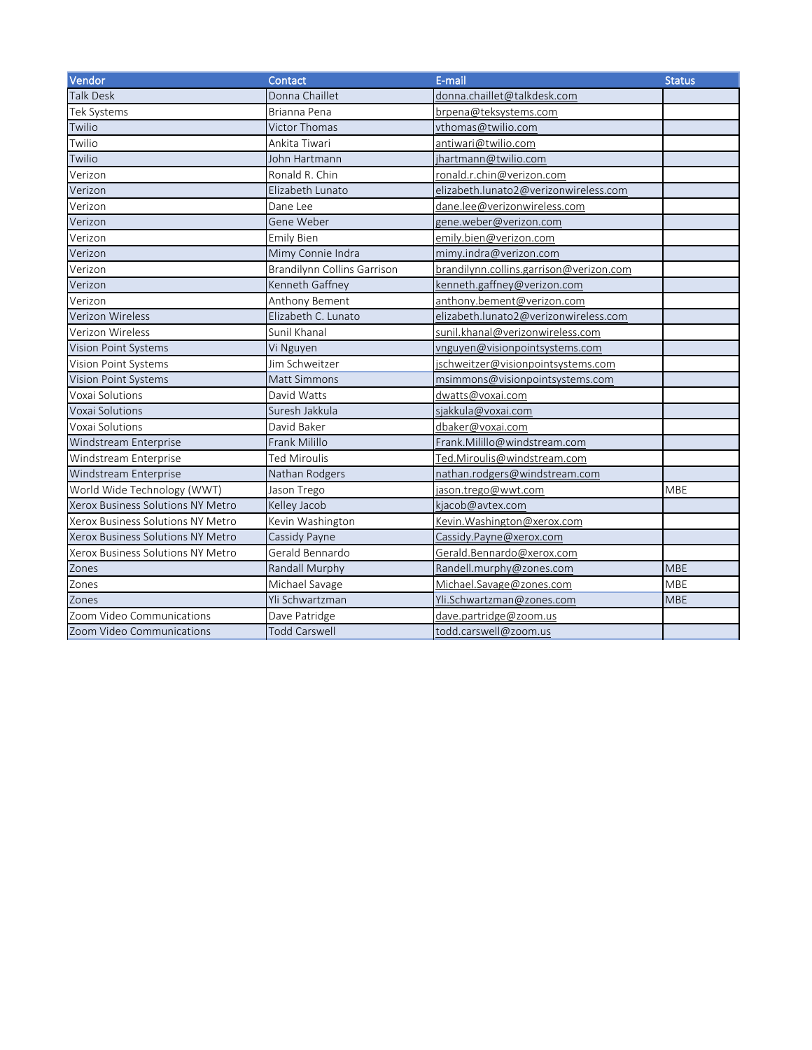| Vendor | Contact | E-mail | Status |
|---|---|---|---|
| Talk Desk | Donna Chaillet | donna.chaillet@talkdesk.com | |
| Tek Systems | Brianna Pena | brpena@teksystems.com | |
| Twilio | Victor Thomas | vthomas@twilio.com | |
| Twilio | Ankita Tiwari | antiwari@twilio.com | |
| Twilio | John Hartmann | jhartmann@twilio.com | |
| Verizon | Ronald R. Chin | ronald.r.chin@verizon.com | |
| Verizon | Elizabeth Lunato | elizabeth.lunato2@verizonwireless.com | |
| Verizon | Dane Lee | dane.lee@verizonwireless.com | |
| Verizon | Gene Weber | gene.weber@verizon.com | |
| Verizon | Emily Bien | emily.bien@verizon.com | |
| Verizon | Mimy Connie Indra | mimy.indra@verizon.com | |
| Verizon | Brandilynn Collins Garrison | brandilynn.collins.garrison@verizon.com | |
| Verizon | Kenneth Gaffney | kenneth.gaffney@verizon.com | |
| Verizon | Anthony Bement | anthony.bement@verizon.com | |
| Verizon Wireless | Elizabeth C. Lunato | elizabeth.lunato2@verizonwireless.com | |
| Verizon Wireless | Sunil Khanal | sunil.khanal@verizonwireless.com | |
| Vision Point Systems | Vi Nguyen | vnguyen@visionpointsystems.com | |
| Vision Point Systems | Jim Schweitzer | jschweitzer@visionpointsystems.com | |
| Vision Point Systems | Matt Simmons | msimmons@visionpointsystems.com | |
| Voxai Solutions | David Watts | dwatts@voxai.com | |
| Voxai Solutions | Suresh Jakkula | sjakkula@voxai.com | |
| Voxai Solutions | David Baker | dbaker@voxai.com | |
| Windstream Enterprise | Frank Milillo | Frank.Milillo@windstream.com | |
| Windstream Enterprise | Ted Miroulis | Ted.Miroulis@windstream.com | |
| Windstream Enterprise | Nathan Rodgers | nathan.rodgers@windstream.com | |
| World Wide Technology (WWT) | Jason Trego | jason.trego@wwt.com | MBE |
| Xerox Business Solutions NY Metro | Kelley Jacob | kjacob@avtex.com | |
| Xerox Business Solutions NY Metro | Kevin Washington | Kevin.Washington@xerox.com | |
| Xerox Business Solutions NY Metro | Cassidy Payne | Cassidy.Payne@xerox.com | |
| Xerox Business Solutions NY Metro | Gerald Bennardo | Gerald.Bennardo@xerox.com | |
| Zones | Randall Murphy | Randell.murphy@zones.com | MBE |
| Zones | Michael Savage | Michael.Savage@zones.com | MBE |
| Zones | Yli Schwartzman | Yli.Schwartzman@zones.com | MBE |
| Zoom Video Communications | Dave Patridge | dave.partridge@zoom.us | |
| Zoom Video Communications | Todd Carswell | todd.carswell@zoom.us | |